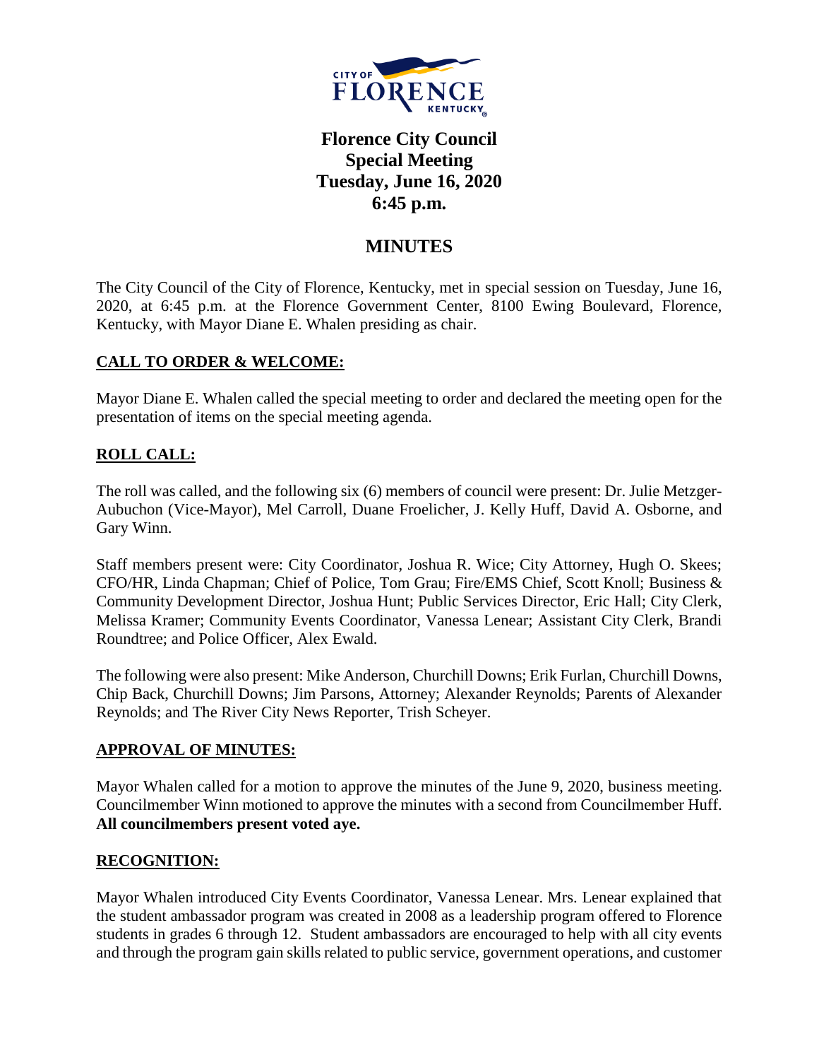**Florence City Council**
**Special Meeting**
**Tuesday, June 16, 2020**
**6:45 p.m.**

# MINUTES

The City Council of the City of Florence, Kentucky, met in special session on Tuesday, June 16, 2020, at 6:45 p.m. at the Florence Government Center, 8100 Ewing Boulevard, Florence, Kentucky, with Mayor Diane E. Whalen presiding as chair.

## CALL TO ORDER & WELCOME:

Mayor Diane E. Whalen called the special meeting to order and declared the meeting open for the presentation of items on the special meeting agenda.

## ROLL CALL:

The roll was called, and the following six (6) members of council were present: Dr. Julie Metzger-Aubuchon (Vice-Mayor), Mel Carroll, Duane Froelicher, J. Kelly Huff, David A. Osborne, and Gary Winn.

Staff members present were: City Coordinator, Joshua R. Wice; City Attorney, Hugh O. Skees; CFO/HR, Linda Chapman; Chief of Police, Tom Grau; Fire/EMS Chief, Scott Knoll; Business & Community Development Director, Joshua Hunt; Public Services Director, Eric Hall; City Clerk, Melissa Kramer; Community Events Coordinator, Vanessa Lenear; Assistant City Clerk, Brandi Roundtree; and Police Officer, Alex Ewald.

The following were also present: Mike Anderson, Churchill Downs; Erik Furlan, Churchill Downs, Chip Back, Churchill Downs; Jim Parsons, Attorney; Alexander Reynolds; Parents of Alexander Reynolds; and The River City News Reporter, Trish Scheyer.

## APPROVAL OF MINUTES:

Mayor Whalen called for a motion to approve the minutes of the June 9, 2020, business meeting. Councilmember Winn motioned to approve the minutes with a second from Councilmember Huff. **All councilmembers present voted aye.**

## RECOGNITION:

Mayor Whalen introduced City Events Coordinator, Vanessa Lenear. Mrs. Lenear explained that the student ambassador program was created in 2008 as a leadership program offered to Florence students in grades 6 through 12. Student ambassadors are encouraged to help with all city events and through the program gain skills related to public service, government operations, and customer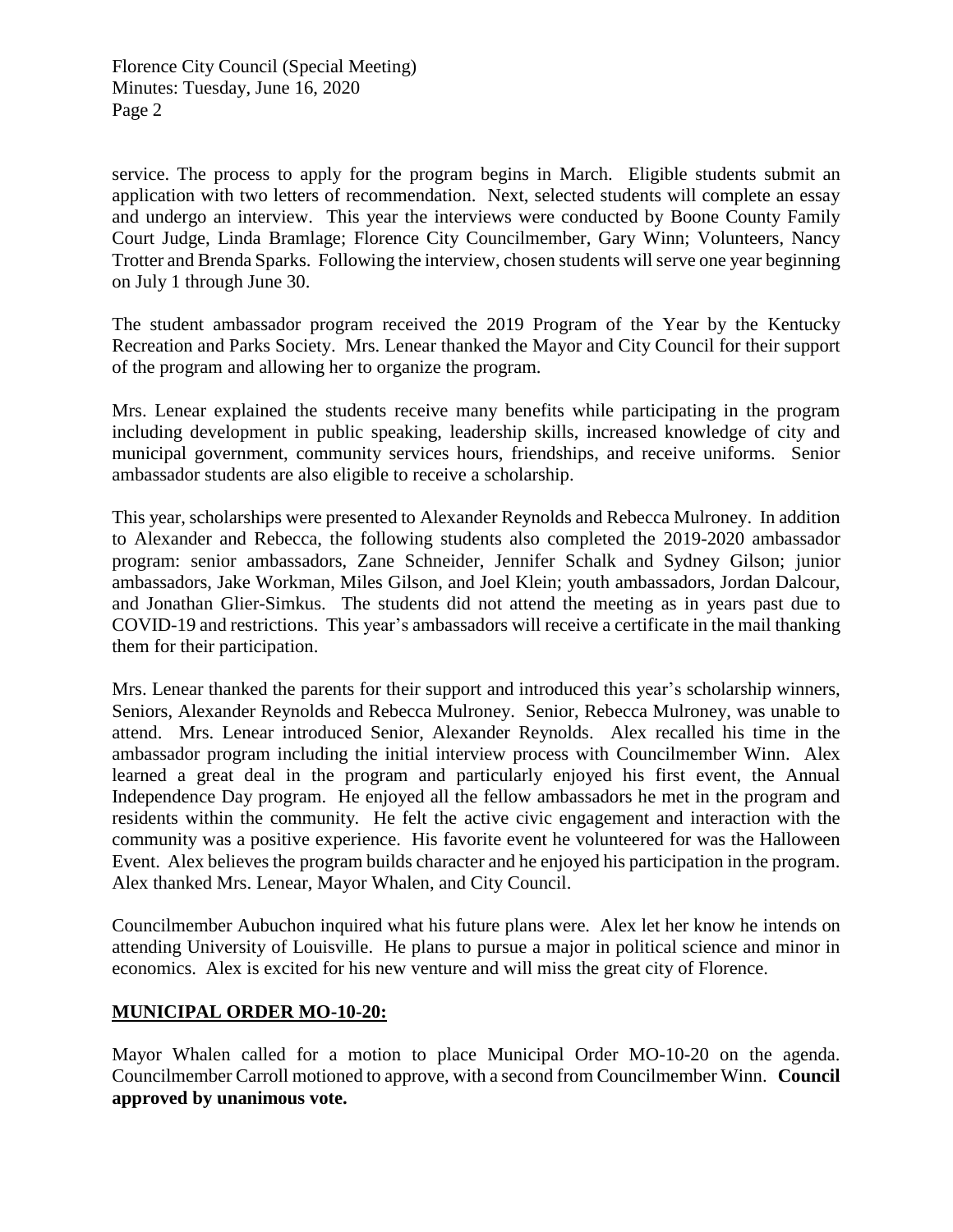service. The process to apply for the program begins in March. Eligible students submit an application with two letters of recommendation. Next, selected students will complete an essay and undergo an interview. This year the interviews were conducted by Boone County Family Court Judge, Linda Bramlage; Florence City Councilmember, Gary Winn; Volunteers, Nancy Trotter and Brenda Sparks. Following the interview, chosen students will serve one year beginning on July 1 through June 30.

The student ambassador program received the 2019 Program of the Year by the Kentucky Recreation and Parks Society. Mrs. Lenear thanked the Mayor and City Council for their support of the program and allowing her to organize the program.

Mrs. Lenear explained the students receive many benefits while participating in the program including development in public speaking, leadership skills, increased knowledge of city and municipal government, community services hours, friendships, and receive uniforms. Senior ambassador students are also eligible to receive a scholarship.

This year, scholarships were presented to Alexander Reynolds and Rebecca Mulroney. In addition to Alexander and Rebecca, the following students also completed the 2019-2020 ambassador program: senior ambassadors, Zane Schneider, Jennifer Schalk and Sydney Gilson; junior ambassadors, Jake Workman, Miles Gilson, and Joel Klein; youth ambassadors, Jordan Dalcour, and Jonathan Glier-Simkus. The students did not attend the meeting as in years past due to COVID-19 and restrictions. This year's ambassadors will receive a certificate in the mail thanking them for their participation.

Mrs. Lenear thanked the parents for their support and introduced this year's scholarship winners, Seniors, Alexander Reynolds and Rebecca Mulroney. Senior, Rebecca Mulroney, was unable to attend. Mrs. Lenear introduced Senior, Alexander Reynolds. Alex recalled his time in the ambassador program including the initial interview process with Councilmember Winn. Alex learned a great deal in the program and particularly enjoyed his first event, the Annual Independence Day program. He enjoyed all the fellow ambassadors he met in the program and residents within the community. He felt the active civic engagement and interaction with the community was a positive experience. His favorite event he volunteered for was the Halloween Event. Alex believes the program builds character and he enjoyed his participation in the program. Alex thanked Mrs. Lenear, Mayor Whalen, and City Council.

Councilmember Aubuchon inquired what his future plans were. Alex let her know he intends on attending University of Louisville. He plans to pursue a major in political science and minor in economics. Alex is excited for his new venture and will miss the great city of Florence.

## MUNICIPAL ORDER MO-10-20:

Mayor Whalen called for a motion to place Municipal Order MO-10-20 on the agenda. Councilmember Carroll motioned to approve, with a second from Councilmember Winn. **Council approved by unanimous vote.**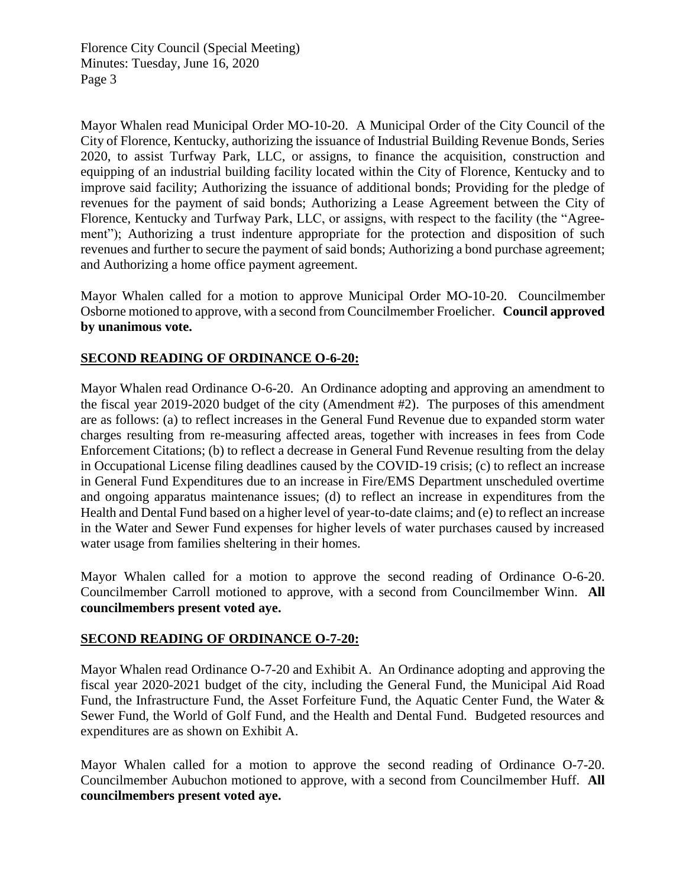Mayor Whalen read Municipal Order MO-10-20. A Municipal Order of the City Council of the City of Florence, Kentucky, authorizing the issuance of Industrial Building Revenue Bonds, Series 2020, to assist Turfway Park, LLC, or assigns, to finance the acquisition, construction and equipping of an industrial building facility located within the City of Florence, Kentucky and to improve said facility; Authorizing the issuance of additional bonds; Providing for the pledge of revenues for the payment of said bonds; Authorizing a Lease Agreement between the City of Florence, Kentucky and Turfway Park, LLC, or assigns, with respect to the facility (the "Agreement"); Authorizing a trust indenture appropriate for the protection and disposition of such revenues and further to secure the payment of said bonds; Authorizing a bond purchase agreement; and Authorizing a home office payment agreement.

Mayor Whalen called for a motion to approve Municipal Order MO-10-20. Councilmember Osborne motioned to approve, with a second from Councilmember Froelicher. **Council approved by unanimous vote.**

## SECOND READING OF ORDINANCE O-6-20:

Mayor Whalen read Ordinance O-6-20. An Ordinance adopting and approving an amendment to the fiscal year 2019-2020 budget of the city (Amendment #2). The purposes of this amendment are as follows: (a) to reflect increases in the General Fund Revenue due to expanded storm water charges resulting from re-measuring affected areas, together with increases in fees from Code Enforcement Citations; (b) to reflect a decrease in General Fund Revenue resulting from the delay in Occupational License filing deadlines caused by the COVID-19 crisis; (c) to reflect an increase in General Fund Expenditures due to an increase in Fire/EMS Department unscheduled overtime and ongoing apparatus maintenance issues; (d) to reflect an increase in expenditures from the Health and Dental Fund based on a higher level of year-to-date claims; and (e) to reflect an increase in the Water and Sewer Fund expenses for higher levels of water purchases caused by increased water usage from families sheltering in their homes.

Mayor Whalen called for a motion to approve the second reading of Ordinance O-6-20. Councilmember Carroll motioned to approve, with a second from Councilmember Winn. **All councilmembers present voted aye.**

## SECOND READING OF ORDINANCE O-7-20:

Mayor Whalen read Ordinance O-7-20 and Exhibit A. An Ordinance adopting and approving the fiscal year 2020-2021 budget of the city, including the General Fund, the Municipal Aid Road Fund, the Infrastructure Fund, the Asset Forfeiture Fund, the Aquatic Center Fund, the Water & Sewer Fund, the World of Golf Fund, and the Health and Dental Fund. Budgeted resources and expenditures are as shown on Exhibit A.

Mayor Whalen called for a motion to approve the second reading of Ordinance O-7-20. Councilmember Aubuchon motioned to approve, with a second from Councilmember Huff. **All councilmembers present voted aye.**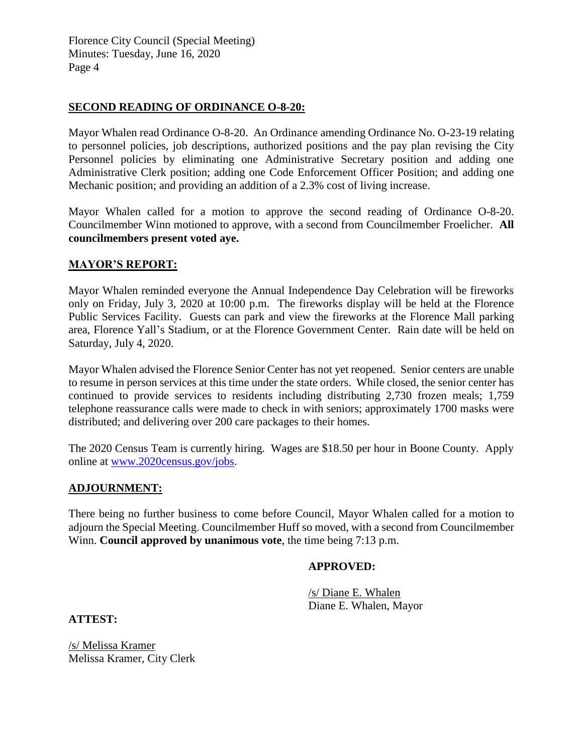## SECOND READING OF ORDINANCE O-8-20:

Mayor Whalen read Ordinance O-8-20. An Ordinance amending Ordinance No. O-23-19 relating to personnel policies, job descriptions, authorized positions and the pay plan revising the City Personnel policies by eliminating one Administrative Secretary position and adding one Administrative Clerk position; adding one Code Enforcement Officer Position; and adding one Mechanic position; and providing an addition of a 2.3% cost of living increase.

Mayor Whalen called for a motion to approve the second reading of Ordinance O-8-20. Councilmember Winn motioned to approve, with a second from Councilmember Froelicher. **All councilmembers present voted aye.**

## MAYOR'S REPORT:

Mayor Whalen reminded everyone the Annual Independence Day Celebration will be fireworks only on Friday, July 3, 2020 at 10:00 p.m. The fireworks display will be held at the Florence Public Services Facility. Guests can park and view the fireworks at the Florence Mall parking area, Florence Yall's Stadium, or at the Florence Government Center. Rain date will be held on Saturday, July 4, 2020.

Mayor Whalen advised the Florence Senior Center has not yet reopened. Senior centers are unable to resume in person services at this time under the state orders. While closed, the senior center has continued to provide services to residents including distributing 2,730 frozen meals; 1,759 telephone reassurance calls were made to check in with seniors; approximately 1700 masks were distributed; and delivering over 200 care packages to their homes.

The 2020 Census Team is currently hiring. Wages are $18.50 per hour in Boone County. Apply online at www.2020census.gov/jobs.

## ADJOURNMENT:

There being no further business to come before Council, Mayor Whalen called for a motion to adjourn the Special Meeting. Councilmember Huff so moved, with a second from Councilmember Winn. **Council approved by unanimous vote**, the time being 7:13 p.m.

**APPROVED:**

/s/ Diane E. Whalen
Diane E. Whalen, Mayor

**ATTEST:**

/s/ Melissa Kramer
Melissa Kramer, City Clerk